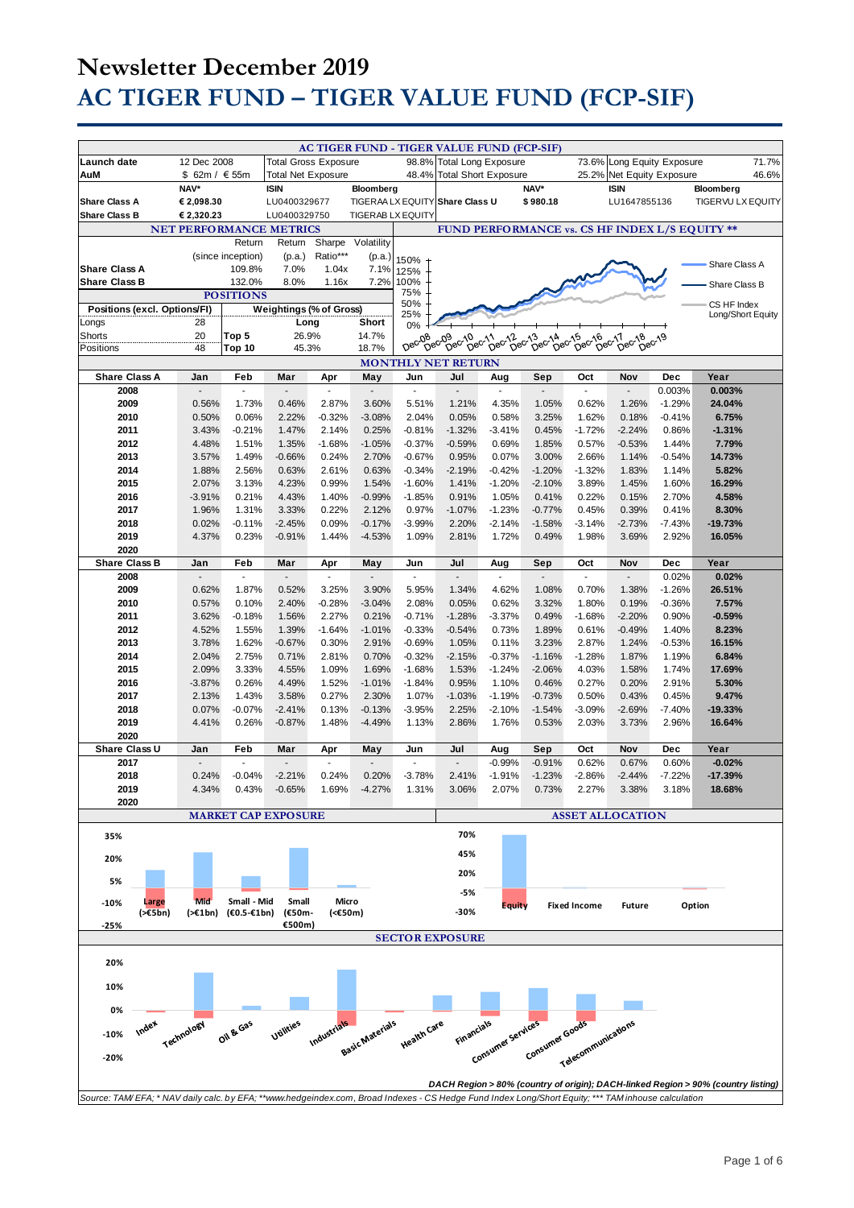# Newsletter December 2019

# AC TIGER FUND – TIGER VALUE FUND (FCP-SIF)

## AC TIGER FUND - TIGER VALUE FUND (FCP-SIF)

| | | | | | | | | | |
|---|---|---|---|---|---|---|---|---|---|
| **Launch date** | 12 Dec 2008 | Total Gross Exposure | | 98.8% | Total Long Exposure | | 73.6% | Long Equity Exposure | 71.7% |
| **AuM** | $ 62m / € 55m | Total Net Exposure | | 48.4% | Total Short Exposure | | 25.2% | Net Equity Exposure | 46.6% |
| | **NAV*** | **ISIN** | **Bloomberg** | | | **NAV*** | **ISIN** | **Bloomberg** | |
| **Share Class A** | **€ 2,098.30** | LU0400329677 | TIGERAA LX EQUITY | | **Share Class U** | **$ 980.18** | LU1647855136 | TIGERVU LX EQUITY | |
| **Share Class B** | **€ 2,320.23** | LU0400329750 | TIGERAB LX EQUITY | | | | | | |

## NET PERFORMANCE METRICS

| | Return (since inception) | Return (p.a.) | Sharpe Ratio*** | Volatility (p.a.) |
|---|---|---|---|---|
| **Share Class A** | 109.8% | 7.0% | 1.04x | 7.1% |
| **Share Class B** | 132.0% | 8.0% | 1.16x | 7.2% |

## POSITIONS

| Positions (excl. Options/FI) | | Weightings (% of Gross) | Long | Short |
|---|---|---|---|---|
| Longs | 28 | Top 5 | 26.9% | 14.7% |
| Shorts | 20 | Top 10 | 45.3% | 18.7% |
| Positions | 48 | | | |

## FUND PERFORMANCE vs. CS HF INDEX L/S EQUITY **

Legend: Share Class A; Share Class B; CS HF Index Long/Short Equity

## MONTHLY NET RETURN

| Share Class A | Jan | Feb | Mar | Apr | May | Jun | Jul | Aug | Sep | Oct | Nov | Dec | Year |
|---|---|---|---|---|---|---|---|---|---|---|---|---|---|
| **2008** | - | - | - | - | - | - | - | - | - | - | - | 0.003% | **0.003%** |
| **2009** | 0.56% | 1.73% | 0.46% | 2.87% | 3.60% | 5.51% | 1.21% | 4.35% | 1.05% | 0.62% | 1.26% | -1.29% | **24.04%** |
| **2010** | 0.50% | 0.06% | 2.22% | -0.32% | -3.08% | 2.04% | 0.05% | 0.58% | 3.25% | 1.62% | 0.18% | -0.41% | **6.75%** |
| **2011** | 3.43% | -0.21% | 1.47% | 2.14% | 0.25% | -0.81% | -1.32% | -3.41% | 0.45% | -1.72% | -2.24% | 0.86% | **-1.31%** |
| **2012** | 4.48% | 1.51% | 1.35% | -1.68% | -1.05% | -0.37% | -0.59% | 0.69% | 1.85% | 0.57% | -0.53% | 1.44% | **7.79%** |
| **2013** | 3.57% | 1.49% | -0.66% | 0.24% | 2.70% | -0.67% | 0.95% | 0.07% | 3.00% | 2.66% | 1.14% | -0.54% | **14.73%** |
| **2014** | 1.88% | 2.56% | 0.63% | 2.61% | 0.63% | -0.34% | -2.19% | -0.42% | -1.20% | -1.32% | 1.83% | 1.14% | **5.82%** |
| **2015** | 2.07% | 3.13% | 4.23% | 0.99% | 1.54% | -1.60% | 1.41% | -1.20% | -2.10% | 3.89% | 1.45% | 1.60% | **16.29%** |
| **2016** | -3.91% | 0.21% | 4.43% | 1.40% | -0.99% | -1.85% | 0.91% | 1.05% | 0.41% | 0.22% | 0.15% | 2.70% | **4.58%** |
| **2017** | 1.96% | 1.31% | 3.33% | 0.22% | 2.12% | 0.97% | -1.07% | -1.23% | -0.77% | 0.45% | 0.39% | 0.41% | **8.30%** |
| **2018** | 0.02% | -0.11% | -2.45% | 0.09% | -0.17% | -3.99% | 2.20% | -2.14% | -1.58% | -3.14% | -2.73% | -7.43% | **-19.73%** |
| **2019** | 4.37% | 0.23% | -0.91% | 1.44% | -4.53% | 1.09% | 2.81% | 1.72% | 0.49% | 1.98% | 3.69% | 2.92% | **16.05%** |
| **2020** | | | | | | | | | | | | | |

| Share Class B | Jan | Feb | Mar | Apr | May | Jun | Jul | Aug | Sep | Oct | Nov | Dec | Year |
|---|---|---|---|---|---|---|---|---|---|---|---|---|---|
| **2008** | - | - | - | - | - | - | - | - | - | - | - | 0.02% | **0.02%** |
| **2009** | 0.62% | 1.87% | 0.52% | 3.25% | 3.90% | 5.95% | 1.34% | 4.62% | 1.08% | 0.70% | 1.38% | -1.26% | **26.51%** |
| **2010** | 0.57% | 0.10% | 2.40% | -0.28% | -3.04% | 2.08% | 0.05% | 0.62% | 3.32% | 1.80% | 0.19% | -0.36% | **7.57%** |
| **2011** | 3.62% | -0.18% | 1.56% | 2.27% | 0.21% | -0.71% | -1.28% | -3.37% | 0.49% | -1.68% | -2.20% | 0.90% | **-0.59%** |
| **2012** | 4.52% | 1.55% | 1.39% | -1.64% | -1.01% | -0.33% | -0.54% | 0.73% | 1.89% | 0.61% | -0.49% | 1.40% | **8.23%** |
| **2013** | 3.78% | 1.62% | -0.67% | 0.30% | 2.91% | -0.69% | 1.05% | 0.11% | 3.23% | 2.87% | 1.24% | -0.53% | **16.15%** |
| **2014** | 2.04% | 2.75% | 0.71% | 2.81% | 0.70% | -0.32% | -2.15% | -0.37% | -1.16% | -1.28% | 1.87% | 1.19% | **6.84%** |
| **2015** | 2.09% | 3.33% | 4.55% | 1.09% | 1.69% | -1.68% | 1.53% | -1.24% | -2.06% | 4.03% | 1.58% | 1.74% | **17.69%** |
| **2016** | -3.87% | 0.26% | 4.49% | 1.52% | -1.01% | -1.84% | 0.95% | 1.10% | 0.46% | 0.27% | 0.20% | 2.91% | **5.30%** |
| **2017** | 2.13% | 1.43% | 3.58% | 0.27% | 2.30% | 1.07% | -1.03% | -1.19% | -0.73% | 0.50% | 0.43% | 0.45% | **9.47%** |
| **2018** | 0.07% | -0.07% | -2.41% | 0.13% | -0.13% | -3.95% | 2.25% | -2.10% | -1.54% | -3.09% | -2.69% | -7.40% | **-19.33%** |
| **2019** | 4.41% | 0.26% | -0.87% | 1.48% | -4.49% | 1.13% | 2.86% | 1.76% | 0.53% | 2.03% | 3.73% | 2.96% | **16.64%** |
| **2020** | | | | | | | | | | | | | |

| Share Class U | Jan | Feb | Mar | Apr | May | Jun | Jul | Aug | Sep | Oct | Nov | Dec | Year |
|---|---|---|---|---|---|---|---|---|---|---|---|---|---|
| **2017** | - | - | - | - | - | - | - | -0.99% | -0.91% | 0.62% | 0.67% | 0.60% | **-0.02%** |
| **2018** | 0.24% | -0.04% | -2.21% | 0.24% | 0.20% | -3.78% | 2.41% | -1.91% | -1.23% | -2.86% | -2.44% | -7.22% | **-17.39%** |
| **2019** | 4.34% | 0.43% | -0.65% | 1.69% | -4.27% | 1.31% | 3.06% | 2.07% | 0.73% | 2.27% | 3.38% | 3.18% | **18.68%** |
| **2020** | | | | | | | | | | | | | |

## MARKET CAP EXPOSURE

Categories: Large (>€5bn); Mid (>€1bn); Small - Mid (€0.5-€1bn); Small (€50m-€500m); Micro (<€50m)

## ASSET ALLOCATION

Categories: Equity; Fixed Income; Future; Option

## SECTOR EXPOSURE

Categories: Index; Technology; Oil & Gas; Utilities; Industrials; Basic Materials; Health Care; Financials; Consumer Services; Consumer Goods; Telecommunications

*DACH Region > 80% (country of origin); DACH-linked Region > 90% (country listing)*

*Source: TAM/ EFA; * NAV daily calc. by EFA; **www.hedgeindex.com, Broad Indexes - CS Hedge Fund Index Long/Short Equity; *** TAM inhouse calculation*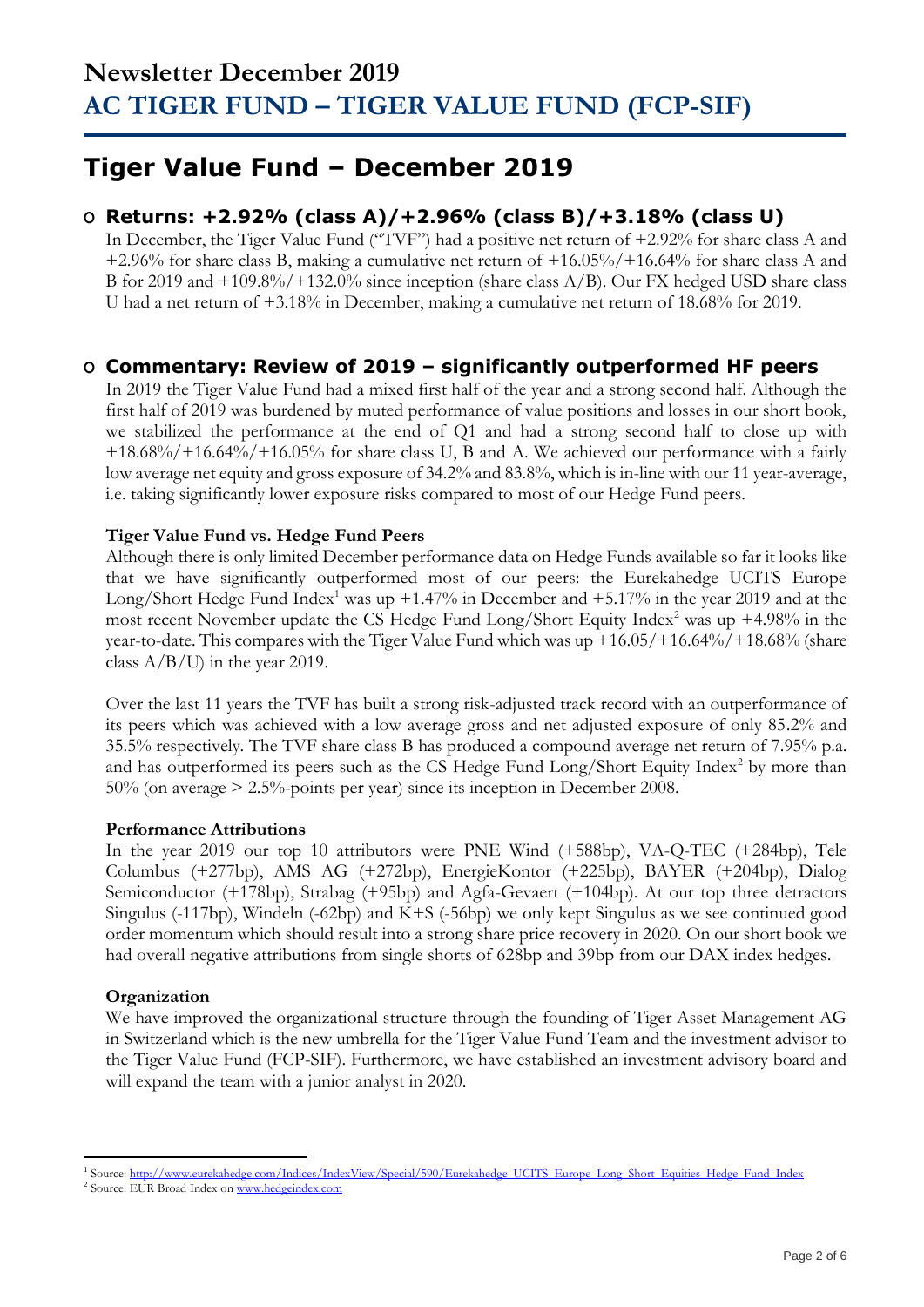# Newsletter December 2019
# AC TIGER FUND – TIGER VALUE FUND (FCP-SIF)

## Tiger Value Fund – December 2019

### Returns: +2.92% (class A)/+2.96% (class B)/+3.18% (class U)

In December, the Tiger Value Fund ("TVF") had a positive net return of +2.92% for share class A and +2.96% for share class B, making a cumulative net return of +16.05%/+16.64% for share class A and B for 2019 and +109.8%/+132.0% since inception (share class A/B). Our FX hedged USD share class U had a net return of +3.18% in December, making a cumulative net return of 18.68% for 2019.

### Commentary: Review of 2019 – significantly outperformed HF peers

In 2019 the Tiger Value Fund had a mixed first half of the year and a strong second half. Although the first half of 2019 was burdened by muted performance of value positions and losses in our short book, we stabilized the performance at the end of Q1 and had a strong second half to close up with +18.68%/+16.64%/+16.05% for share class U, B and A. We achieved our performance with a fairly low average net equity and gross exposure of 34.2% and 83.8%, which is in-line with our 11 year-average, i.e. taking significantly lower exposure risks compared to most of our Hedge Fund peers.

**Tiger Value Fund vs. Hedge Fund Peers**

Although there is only limited December performance data on Hedge Funds available so far it looks like that we have significantly outperformed most of our peers: the Eurekahedge UCITS Europe Long/Short Hedge Fund Index[1] was up +1.47% in December and +5.17% in the year 2019 and at the most recent November update the CS Hedge Fund Long/Short Equity Index[2] was up +4.98% in the year-to-date. This compares with the Tiger Value Fund which was up +16.05/+16.64%/+18.68% (share class A/B/U) in the year 2019.

Over the last 11 years the TVF has built a strong risk-adjusted track record with an outperformance of its peers which was achieved with a low average gross and net adjusted exposure of only 85.2% and 35.5% respectively. The TVF share class B has produced a compound average net return of 7.95% p.a. and has outperformed its peers such as the CS Hedge Fund Long/Short Equity Index[2] by more than 50% (on average > 2.5%-points per year) since its inception in December 2008.

**Performance Attributions**

In the year 2019 our top 10 attributors were PNE Wind (+588bp), VA-Q-TEC (+284bp), Tele Columbus (+277bp), AMS AG (+272bp), EnergieKontor (+225bp), BAYER (+204bp), Dialog Semiconductor (+178bp), Strabag (+95bp) and Agfa-Gevaert (+104bp). At our top three detractors Singulus (-117bp), Windeln (-62bp) and K+S (-56bp) we only kept Singulus as we see continued good order momentum which should result into a strong share price recovery in 2020. On our short book we had overall negative attributions from single shorts of 628bp and 39bp from our DAX index hedges.

**Organization**

We have improved the organizational structure through the founding of Tiger Asset Management AG in Switzerland which is the new umbrella for the Tiger Value Fund Team and the investment advisor to the Tiger Value Fund (FCP-SIF). Furthermore, we have established an investment advisory board and will expand the team with a junior analyst in 2020.

---

[1] Source: http://www.eurekahedge.com/Indices/IndexView/Special/590/Eurekahedge_UCITS_Europe_Long_Short_Equities_Hedge_Fund_Index

[2] Source: EUR Broad Index on www.hedgeindex.com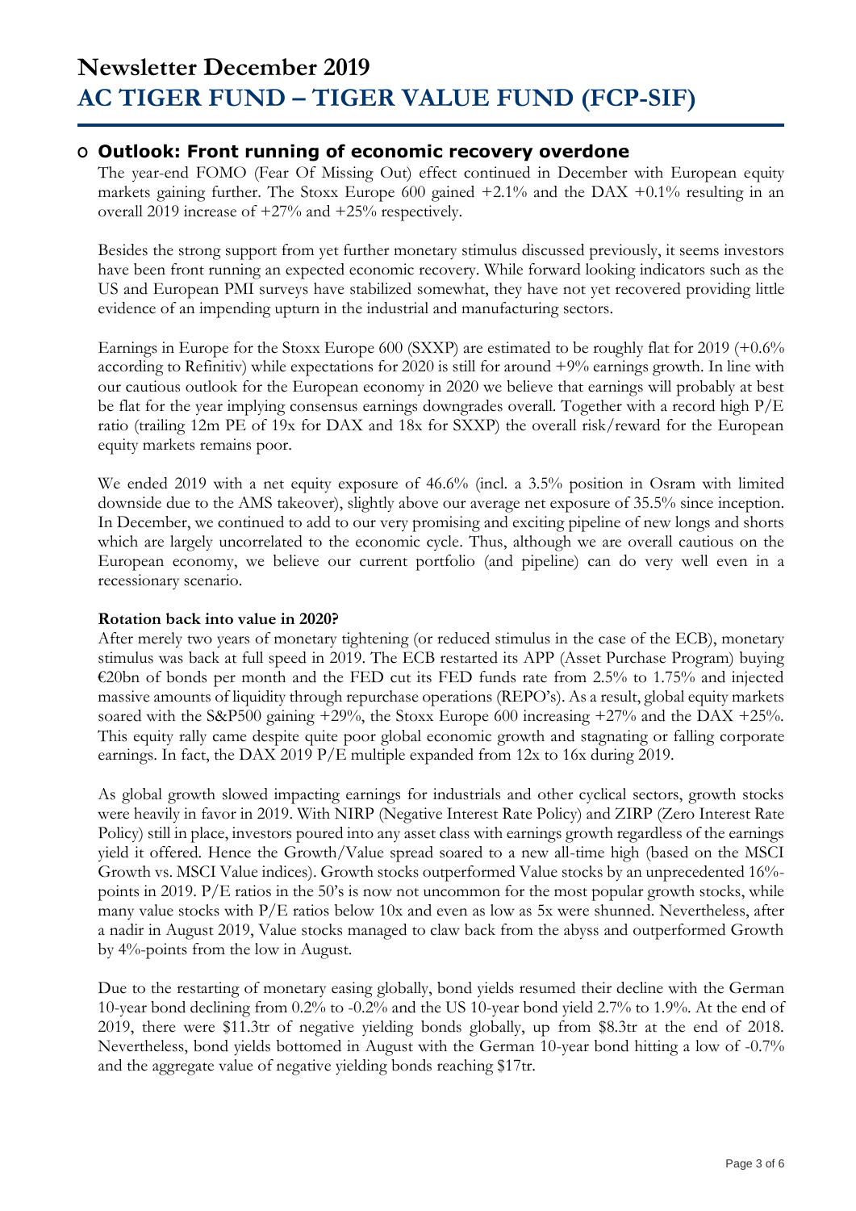# Newsletter December 2019
# AC TIGER FUND – TIGER VALUE FUND (FCP-SIF)

## Outlook: Front running of economic recovery overdone

The year-end FOMO (Fear Of Missing Out) effect continued in December with European equity markets gaining further. The Stoxx Europe 600 gained +2.1% and the DAX +0.1% resulting in an overall 2019 increase of +27% and +25% respectively.

Besides the strong support from yet further monetary stimulus discussed previously, it seems investors have been front running an expected economic recovery. While forward looking indicators such as the US and European PMI surveys have stabilized somewhat, they have not yet recovered providing little evidence of an impending upturn in the industrial and manufacturing sectors.

Earnings in Europe for the Stoxx Europe 600 (SXXP) are estimated to be roughly flat for 2019 (+0.6% according to Refinitiv) while expectations for 2020 is still for around +9% earnings growth. In line with our cautious outlook for the European economy in 2020 we believe that earnings will probably at best be flat for the year implying consensus earnings downgrades overall. Together with a record high P/E ratio (trailing 12m PE of 19x for DAX and 18x for SXXP) the overall risk/reward for the European equity markets remains poor.

We ended 2019 with a net equity exposure of 46.6% (incl. a 3.5% position in Osram with limited downside due to the AMS takeover), slightly above our average net exposure of 35.5% since inception. In December, we continued to add to our very promising and exciting pipeline of new longs and shorts which are largely uncorrelated to the economic cycle. Thus, although we are overall cautious on the European economy, we believe our current portfolio (and pipeline) can do very well even in a recessionary scenario.

**Rotation back into value in 2020?**

After merely two years of monetary tightening (or reduced stimulus in the case of the ECB), monetary stimulus was back at full speed in 2019. The ECB restarted its APP (Asset Purchase Program) buying €20bn of bonds per month and the FED cut its FED funds rate from 2.5% to 1.75% and injected massive amounts of liquidity through repurchase operations (REPO's). As a result, global equity markets soared with the S&P500 gaining +29%, the Stoxx Europe 600 increasing +27% and the DAX +25%. This equity rally came despite quite poor global economic growth and stagnating or falling corporate earnings. In fact, the DAX 2019 P/E multiple expanded from 12x to 16x during 2019.

As global growth slowed impacting earnings for industrials and other cyclical sectors, growth stocks were heavily in favor in 2019. With NIRP (Negative Interest Rate Policy) and ZIRP (Zero Interest Rate Policy) still in place, investors poured into any asset class with earnings growth regardless of the earnings yield it offered. Hence the Growth/Value spread soared to a new all-time high (based on the MSCI Growth vs. MSCI Value indices). Growth stocks outperformed Value stocks by an unprecedented 16%-points in 2019. P/E ratios in the 50's is now not uncommon for the most popular growth stocks, while many value stocks with P/E ratios below 10x and even as low as 5x were shunned. Nevertheless, after a nadir in August 2019, Value stocks managed to claw back from the abyss and outperformed Growth by 4%-points from the low in August.

Due to the restarting of monetary easing globally, bond yields resumed their decline with the German 10-year bond declining from 0.2% to -0.2% and the US 10-year bond yield 2.7% to 1.9%. At the end of 2019, there were $11.3tr of negative yielding bonds globally, up from $8.3tr at the end of 2018. Nevertheless, bond yields bottomed in August with the German 10-year bond hitting a low of -0.7% and the aggregate value of negative yielding bonds reaching $17tr.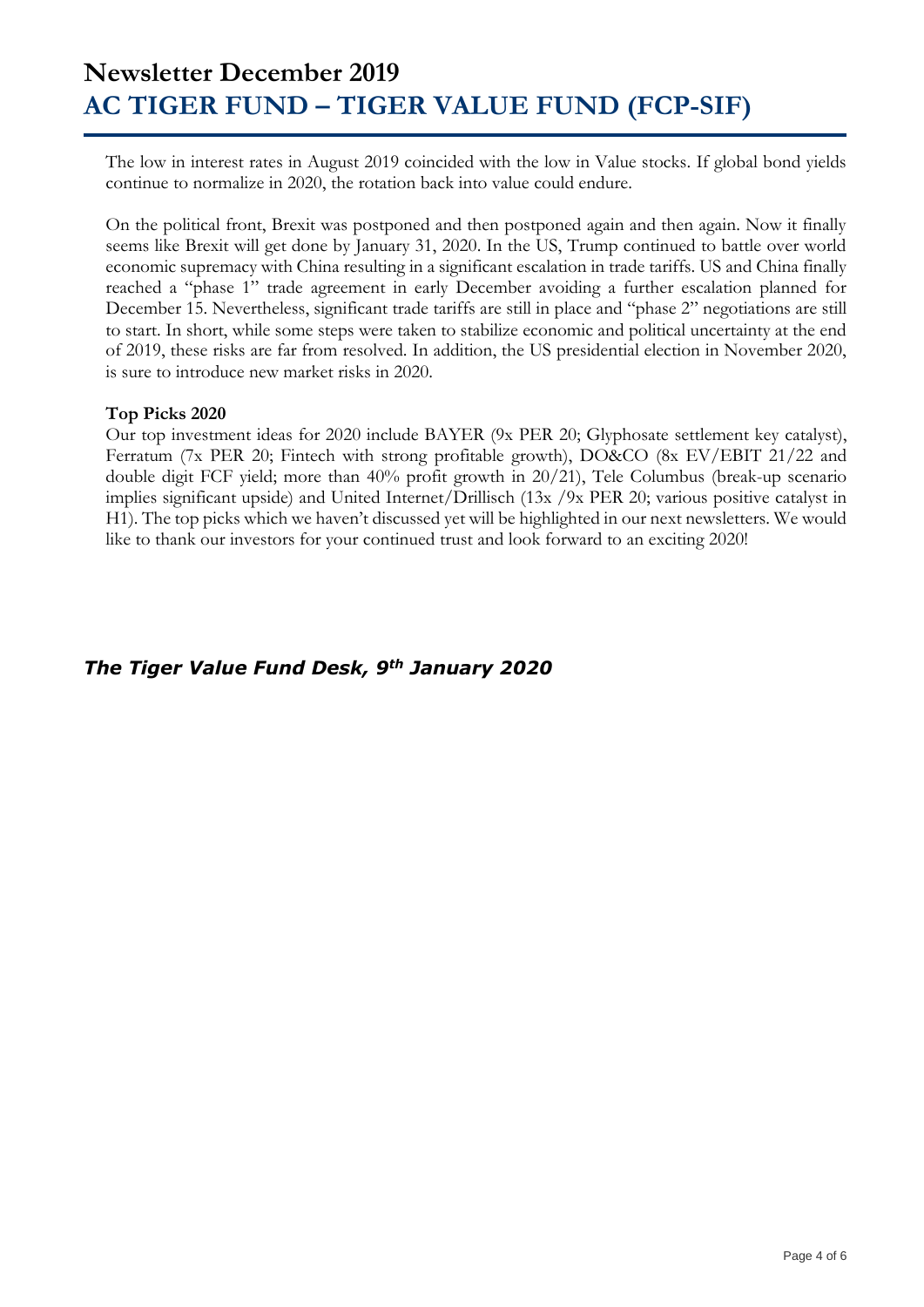The low in interest rates in August 2019 coincided with the low in Value stocks. If global bond yields continue to normalize in 2020, the rotation back into value could endure.

On the political front, Brexit was postponed and then postponed again and then again. Now it finally seems like Brexit will get done by January 31, 2020. In the US, Trump continued to battle over world economic supremacy with China resulting in a significant escalation in trade tariffs. US and China finally reached a "phase 1" trade agreement in early December avoiding a further escalation planned for December 15. Nevertheless, significant trade tariffs are still in place and "phase 2" negotiations are still to start. In short, while some steps were taken to stabilize economic and political uncertainty at the end of 2019, these risks are far from resolved. In addition, the US presidential election in November 2020, is sure to introduce new market risks in 2020.

**Top Picks 2020**

Our top investment ideas for 2020 include BAYER (9x PER 20; Glyphosate settlement key catalyst), Ferratum (7x PER 20; Fintech with strong profitable growth), DO&CO (8x EV/EBIT 21/22 and double digit FCF yield; more than 40% profit growth in 20/21), Tele Columbus (break-up scenario implies significant upside) and United Internet/Drillisch (13x /9x PER 20; various positive catalyst in H1). The top picks which we haven't discussed yet will be highlighted in our next newsletters. We would like to thank our investors for your continued trust and look forward to an exciting 2020!

***The Tiger Value Fund Desk, 9th January 2020***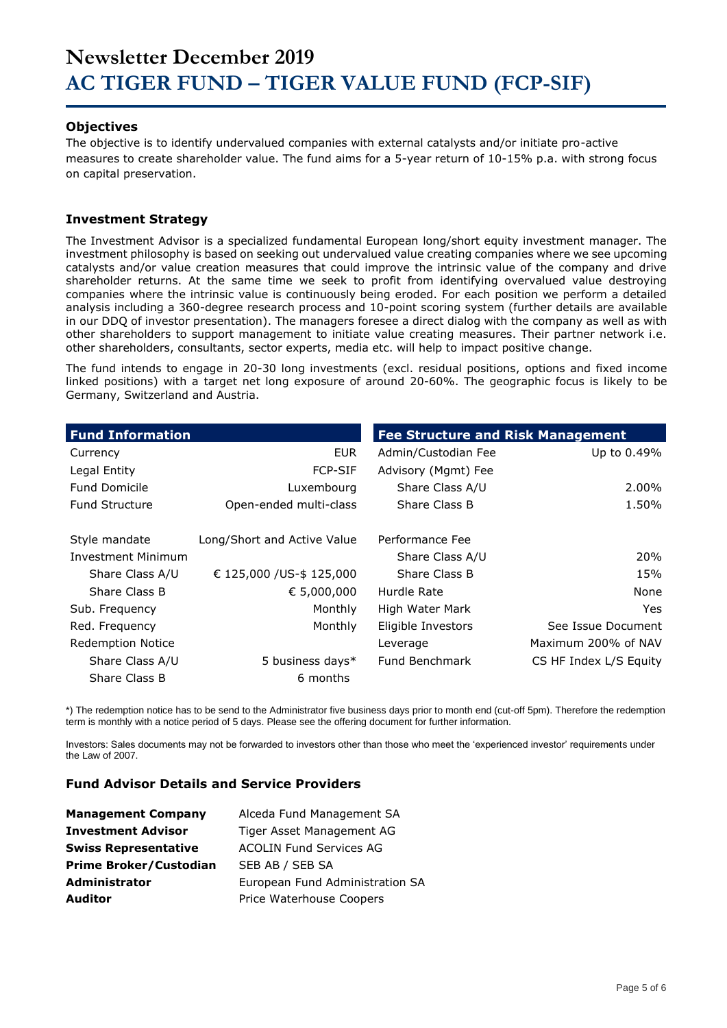# Newsletter December 2019
# AC TIGER FUND – TIGER VALUE FUND (FCP-SIF)

### Objectives

The objective is to identify undervalued companies with external catalysts and/or initiate pro-active measures to create shareholder value. The fund aims for a 5-year return of 10-15% p.a. with strong focus on capital preservation.

### Investment Strategy

The Investment Advisor is a specialized fundamental European long/short equity investment manager. The investment philosophy is based on seeking out undervalued value creating companies where we see upcoming catalysts and/or value creation measures that could improve the intrinsic value of the company and drive shareholder returns. At the same time we seek to profit from identifying overvalued value destroying companies where the intrinsic value is continuously being eroded. For each position we perform a detailed analysis including a 360-degree research process and 10-point scoring system (further details are available in our DDQ of investor presentation). The managers foresee a direct dialog with the company as well as with other shareholders to support management to initiate value creating measures. Their partner network i.e. other shareholders, consultants, sector experts, media etc. will help to impact positive change.

The fund intends to engage in 20-30 long investments (excl. residual positions, options and fixed income linked positions) with a target net long exposure of around 20-60%. The geographic focus is likely to be Germany, Switzerland and Austria.

| Fund Information | |
|---|---|
| Currency | EUR |
| Legal Entity | FCP-SIF |
| Fund Domicile | Luxembourg |
| Fund Structure | Open-ended multi-class |
| Style mandate | Long/Short and Active Value |
| Investment Minimum | |
| Share Class A/U | € 125,000 /US-$ 125,000 |
| Share Class B | € 5,000,000 |
| Sub. Frequency | Monthly |
| Red. Frequency | Monthly |
| Redemption Notice | |
| Share Class A/U | 5 business days* |
| Share Class B | 6 months |

| Fee Structure and Risk Management | |
|---|---|
| Admin/Custodian Fee | Up to 0.49% |
| Advisory (Mgmt) Fee | |
| Share Class A/U | 2.00% |
| Share Class B | 1.50% |
| Performance Fee | |
| Share Class A/U | 20% |
| Share Class B | 15% |
| Hurdle Rate | None |
| High Water Mark | Yes |
| Eligible Investors | See Issue Document |
| Leverage | Maximum 200% of NAV |
| Fund Benchmark | CS HF Index L/S Equity |

*) The redemption notice has to be send to the Administrator five business days prior to month end (cut-off 5pm). Therefore the redemption term is monthly with a notice period of 5 days. Please see the offering document for further information.

Investors: Sales documents may not be forwarded to investors other than those who meet the 'experienced investor' requirements under the Law of 2007.

### Fund Advisor Details and Service Providers

| | |
|---|---|
| **Management Company** | Alceda Fund Management SA |
| **Investment Advisor** | Tiger Asset Management AG |
| **Swiss Representative** | ACOLIN Fund Services AG |
| **Prime Broker/Custodian** | SEB AB / SEB SA |
| **Administrator** | European Fund Administration SA |
| **Auditor** | Price Waterhouse Coopers |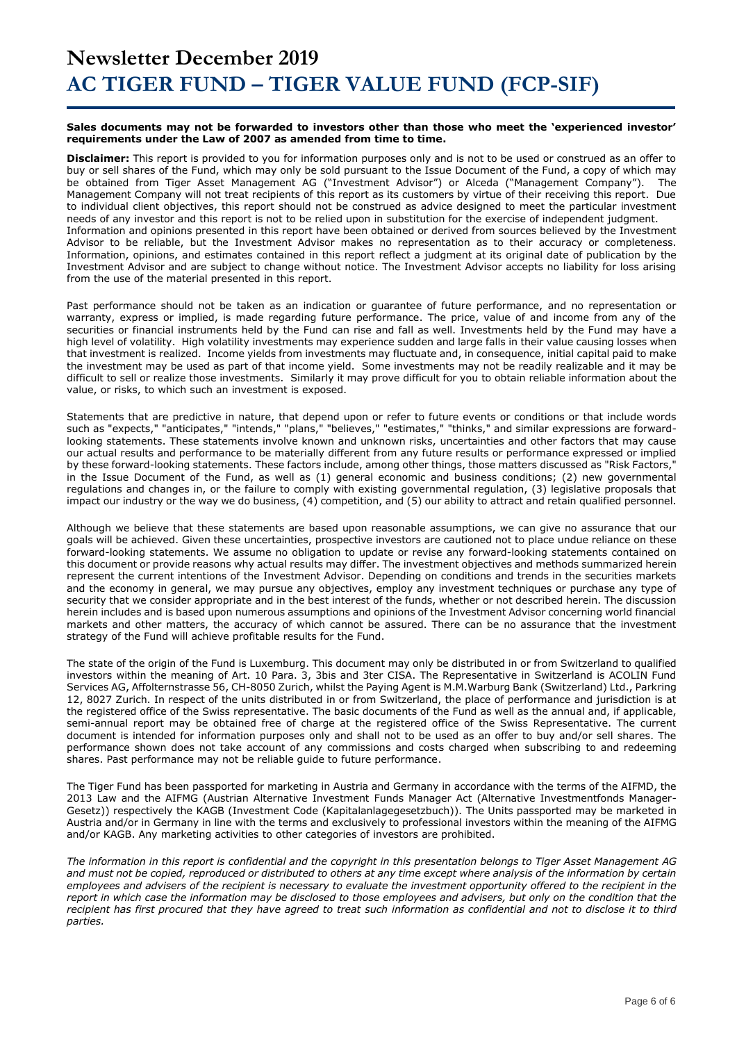# Newsletter December 2019
# AC TIGER FUND – TIGER VALUE FUND (FCP-SIF)

**Sales documents may not be forwarded to investors other than those who meet the 'experienced investor' requirements under the Law of 2007 as amended from time to time.**

**Disclaimer:** This report is provided to you for information purposes only and is not to be used or construed as an offer to buy or sell shares of the Fund, which may only be sold pursuant to the Issue Document of the Fund, a copy of which may be obtained from Tiger Asset Management AG ("Investment Advisor") or Alceda ("Management Company"). The Management Company will not treat recipients of this report as its customers by virtue of their receiving this report. Due to individual client objectives, this report should not be construed as advice designed to meet the particular investment needs of any investor and this report is not to be relied upon in substitution for the exercise of independent judgment. Information and opinions presented in this report have been obtained or derived from sources believed by the Investment Advisor to be reliable, but the Investment Advisor makes no representation as to their accuracy or completeness. Information, opinions, and estimates contained in this report reflect a judgment at its original date of publication by the Investment Advisor and are subject to change without notice. The Investment Advisor accepts no liability for loss arising from the use of the material presented in this report.

Past performance should not be taken as an indication or guarantee of future performance, and no representation or warranty, express or implied, is made regarding future performance. The price, value of and income from any of the securities or financial instruments held by the Fund can rise and fall as well. Investments held by the Fund may have a high level of volatility. High volatility investments may experience sudden and large falls in their value causing losses when that investment is realized. Income yields from investments may fluctuate and, in consequence, initial capital paid to make the investment may be used as part of that income yield. Some investments may not be readily realizable and it may be difficult to sell or realize those investments. Similarly it may prove difficult for you to obtain reliable information about the value, or risks, to which such an investment is exposed.

Statements that are predictive in nature, that depend upon or refer to future events or conditions or that include words such as "expects," "anticipates," "intends," "plans," "believes," "estimates," "thinks," and similar expressions are forward-looking statements. These statements involve known and unknown risks, uncertainties and other factors that may cause our actual results and performance to be materially different from any future results or performance expressed or implied by these forward-looking statements. These factors include, among other things, those matters discussed as "Risk Factors," in the Issue Document of the Fund, as well as (1) general economic and business conditions; (2) new governmental regulations and changes in, or the failure to comply with existing governmental regulation, (3) legislative proposals that impact our industry or the way we do business, (4) competition, and (5) our ability to attract and retain qualified personnel.

Although we believe that these statements are based upon reasonable assumptions, we can give no assurance that our goals will be achieved. Given these uncertainties, prospective investors are cautioned not to place undue reliance on these forward-looking statements. We assume no obligation to update or revise any forward-looking statements contained on this document or provide reasons why actual results may differ. The investment objectives and methods summarized herein represent the current intentions of the Investment Advisor. Depending on conditions and trends in the securities markets and the economy in general, we may pursue any objectives, employ any investment techniques or purchase any type of security that we consider appropriate and in the best interest of the funds, whether or not described herein. The discussion herein includes and is based upon numerous assumptions and opinions of the Investment Advisor concerning world financial markets and other matters, the accuracy of which cannot be assured. There can be no assurance that the investment strategy of the Fund will achieve profitable results for the Fund.

The state of the origin of the Fund is Luxemburg. This document may only be distributed in or from Switzerland to qualified investors within the meaning of Art. 10 Para. 3, 3bis and 3ter CISA. The Representative in Switzerland is ACOLIN Fund Services AG, Affolternstrasse 56, CH-8050 Zurich, whilst the Paying Agent is M.M.Warburg Bank (Switzerland) Ltd., Parkring 12, 8027 Zurich. In respect of the units distributed in or from Switzerland, the place of performance and jurisdiction is at the registered office of the Swiss representative. The basic documents of the Fund as well as the annual and, if applicable, semi-annual report may be obtained free of charge at the registered office of the Swiss Representative. The current document is intended for information purposes only and shall not to be used as an offer to buy and/or sell shares. The performance shown does not take account of any commissions and costs charged when subscribing to and redeeming shares. Past performance may not be reliable guide to future performance.

The Tiger Fund has been passported for marketing in Austria and Germany in accordance with the terms of the AIFMD, the 2013 Law and the AIFMG (Austrian Alternative Investment Funds Manager Act (Alternative Investmentfonds Manager-Gesetz)) respectively the KAGB (Investment Code (Kapitalanlagegesetzbuch)). The Units passported may be marketed in Austria and/or in Germany in line with the terms and exclusively to professional investors within the meaning of the AIFMG and/or KAGB. Any marketing activities to other categories of investors are prohibited.

*The information in this report is confidential and the copyright in this presentation belongs to Tiger Asset Management AG and must not be copied, reproduced or distributed to others at any time except where analysis of the information by certain employees and advisers of the recipient is necessary to evaluate the investment opportunity offered to the recipient in the report in which case the information may be disclosed to those employees and advisers, but only on the condition that the recipient has first procured that they have agreed to treat such information as confidential and not to disclose it to third parties.*